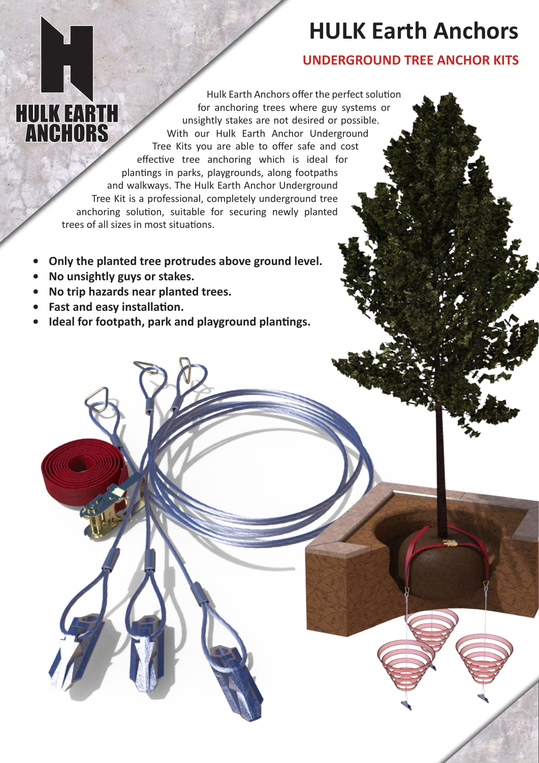# HULK Earth Anchors

## UNDERGROUND TREE ANCHOR KITS

Hulk Earth Anchors offer the perfect solution for anchoring trees where guy systems or unsightly stakes are not desired or possible. With our Hulk Earth Anchor Underground Tree Kits you are able to offer safe and cost effective tree anchoring which is ideal for plantings in parks, playgrounds, along footpaths and walkways. The Hulk Earth Anchor Underground Tree Kit is a professional, completely underground tree anchoring solution, suitable for securing newly planted trees of all sizes in most situations.

- **Only the planted tree protrudes above ground level.**
- **No unsightly guys or stakes.**
- **No trip hazards near planted trees.**
- **Fast and easy installation.**
- **Ideal for footpath, park and playground plantings.**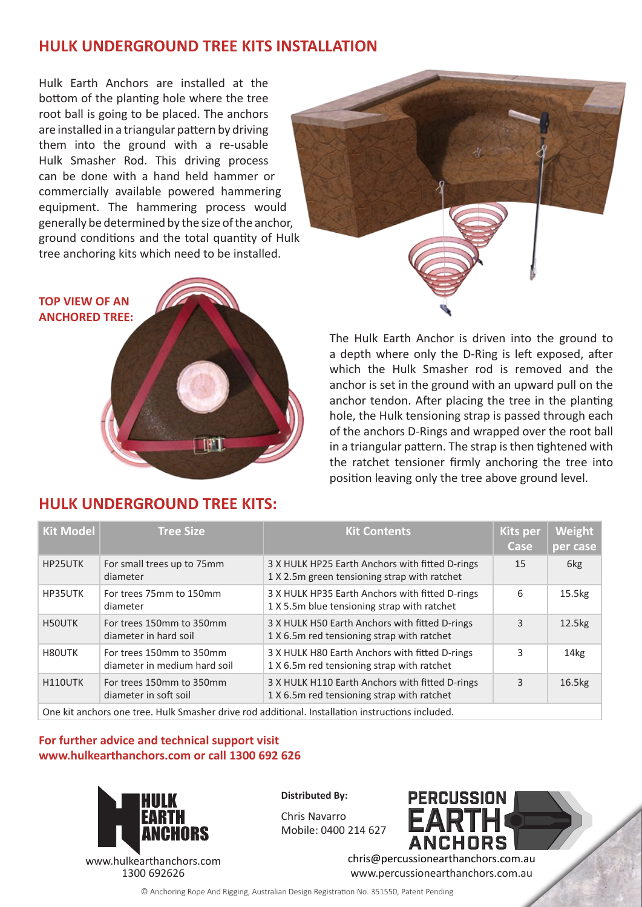## HULK UNDERGROUND TREE KITS INSTALLATION

Hulk Earth Anchors are installed at the bottom of the planting hole where the tree root ball is going to be placed. The anchors are installed in a triangular pattern by driving them into the ground with a re-usable Hulk Smasher Rod. This driving process can be done with a hand held hammer or commercially available powered hammering equipment. The hammering process would generally be determined by the size of the anchor, ground conditions and the total quantity of Hulk tree anchoring kits which need to be installed.

**TOP VIEW OF AN ANCHORED TREE:**

The Hulk Earth Anchor is driven into the ground to a depth where only the D-Ring is left exposed, after which the Hulk Smasher rod is removed and the anchor is set in the ground with an upward pull on the anchor tendon. After placing the tree in the planting hole, the Hulk tensioning strap is passed through each of the anchors D-Rings and wrapped over the root ball in a triangular pattern. The strap is then tightened with the ratchet tensioner firmly anchoring the tree into position leaving only the tree above ground level.

## HULK UNDERGROUND TREE KITS:

| Kit Model | Tree Size | Kit Contents | Kits per Case | Weight per case |
|---|---|---|---|---|
| HP25UTK | For small trees up to 75mm diameter | 3 X HULK HP25 Earth Anchors with fitted D-rings<br>1 X 2.5m green tensioning strap with ratchet | 15 | 6kg |
| HP35UTK | For trees 75mm to 150mm diameter | 3 X HULK HP35 Earth Anchors with fitted D-rings<br>1 X 5.5m blue tensioning strap with ratchet | 6 | 15.5kg |
| H50UTK | For trees 150mm to 350mm diameter in hard soil | 3 X HULK H50 Earth Anchors with fitted D-rings<br>1 X 6.5m red tensioning strap with ratchet | 3 | 12.5kg |
| H80UTK | For trees 150mm to 350mm diameter in medium hard soil | 3 X HULK H80 Earth Anchors with fitted D-rings<br>1 X 6.5m red tensioning strap with ratchet | 3 | 14kg |
| H110UTK | For trees 150mm to 350mm diameter in soft soil | 3 X HULK H110 Earth Anchors with fitted D-rings<br>1 X 6.5m red tensioning strap with ratchet | 3 | 16.5kg |

One kit anchors one tree. Hulk Smasher drive rod additional. Installation instructions included.

**For further advice and technical support visit www.hulkearthanchors.com or call 1300 692 626**

HULK EARTH ANCHORS
www.hulkearthanchors.com
1300 692626

**Distributed By:**

Chris Navarro
Mobile: 0400 214 627

PERCUSSION EARTH ANCHORS
chris@percussionearthanchors.com.au
www.percussionearthanchors.com.au

© Anchoring Rope And Rigging, Australian Design Registration No. 351550, Patent Pending